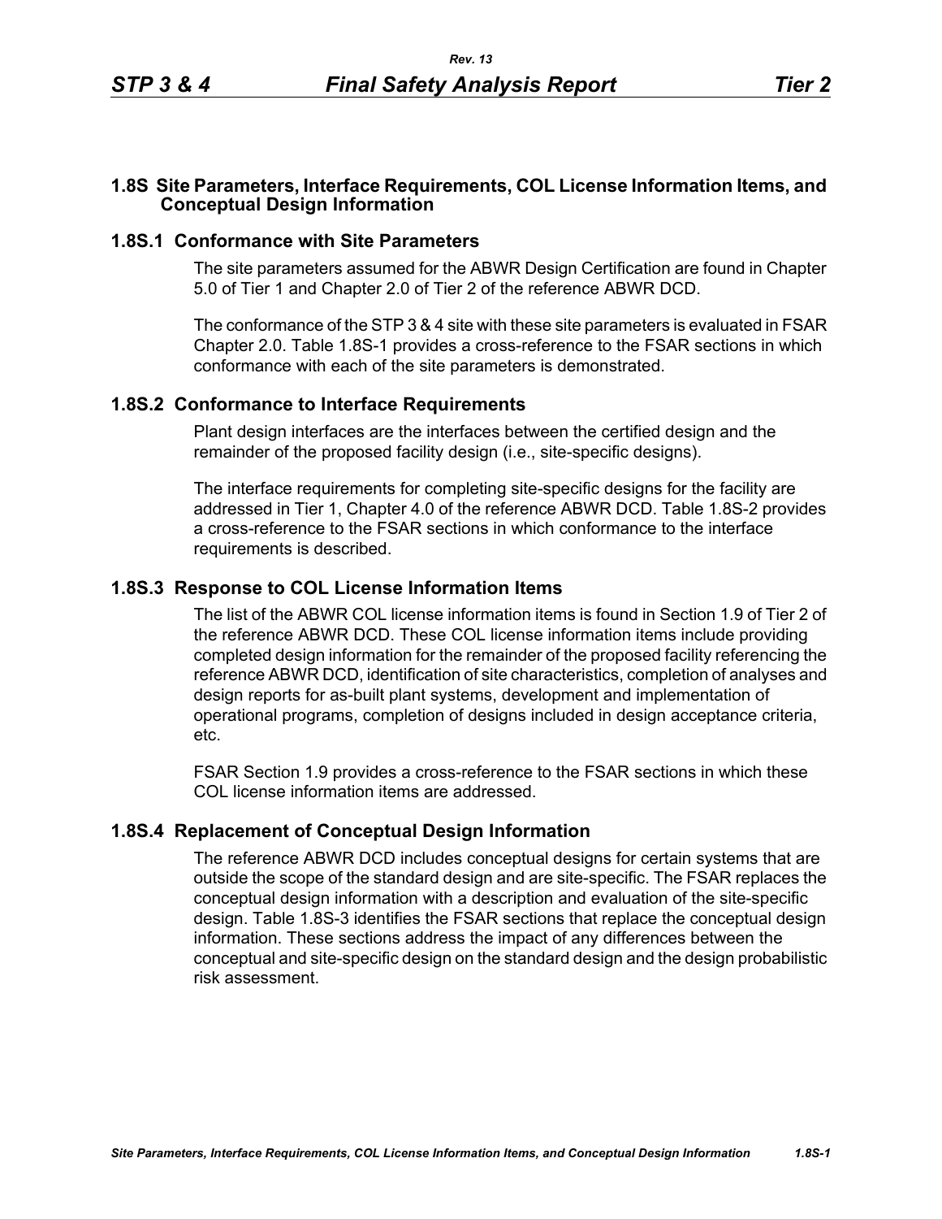# 1.8S Site Parameters, Interface Requirements, COL License Information Items, and Conceptual Design Information

## 1.8S.1 Conformance with Site Parameters

The site parameters assumed for the ABWR Design Certification are found in Chapter 5.0 of Tier 1 and Chapter 2.0 of Tier 2 of the reference ABWR DCD.

The conformance of the STP 3 & 4 site with these site parameters is evaluated in FSAR Chapter 2.0. Table 1.8S-1 provides a cross-reference to the FSAR sections in which conformance with each of the site parameters is demonstrated.

## 1.8S.2 Conformance to Interface Requirements

Plant design interfaces are the interfaces between the certified design and the remainder of the proposed facility design (i.e., site-specific designs).

The interface requirements for completing site-specific designs for the facility are addressed in Tier 1, Chapter 4.0 of the reference ABWR DCD. Table 1.8S-2 provides a cross-reference to the FSAR sections in which conformance to the interface requirements is described.

## 1.8S.3 Response to COL License Information Items

The list of the ABWR COL license information items is found in Section 1.9 of Tier 2 of the reference ABWR DCD. These COL license information items include providing completed design information for the remainder of the proposed facility referencing the reference ABWR DCD, identification of site characteristics, completion of analyses and design reports for as-built plant systems, development and implementation of operational programs, completion of designs included in design acceptance criteria, etc.

FSAR Section 1.9 provides a cross-reference to the FSAR sections in which these COL license information items are addressed.

## 1.8S.4 Replacement of Conceptual Design Information

The reference ABWR DCD includes conceptual designs for certain systems that are outside the scope of the standard design and are site-specific. The FSAR replaces the conceptual design information with a description and evaluation of the site-specific design. Table 1.8S-3 identifies the FSAR sections that replace the conceptual design information. These sections address the impact of any differences between the conceptual and site-specific design on the standard design and the design probabilistic risk assessment.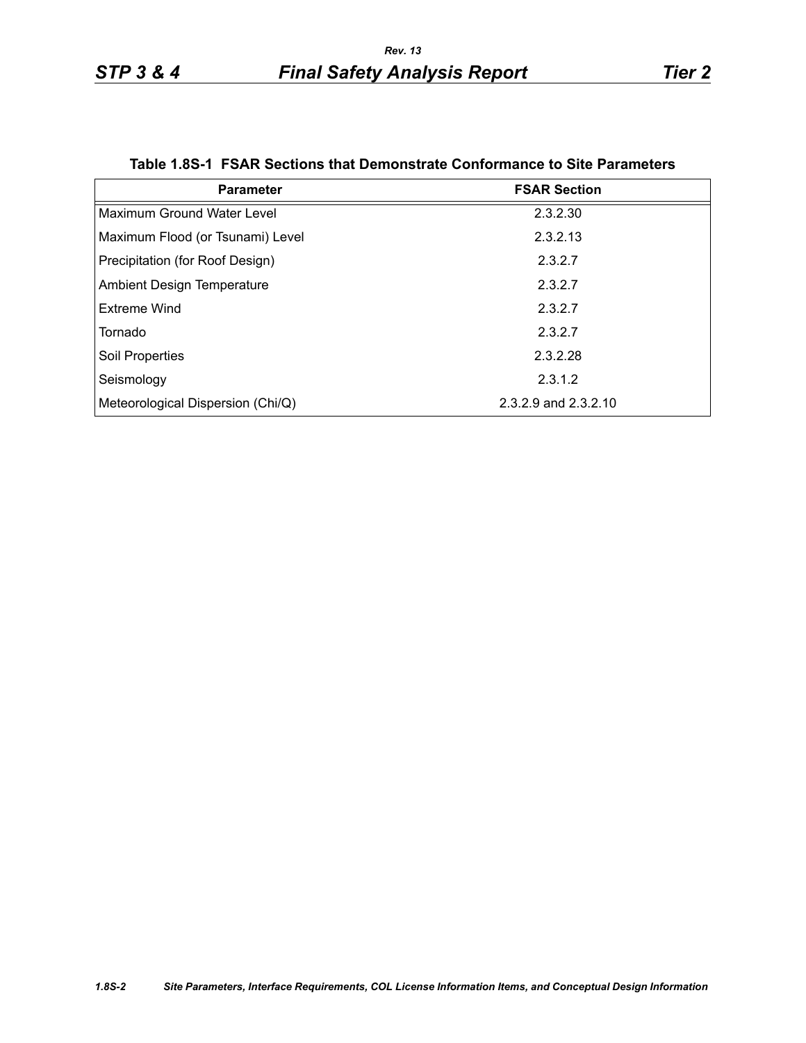**Table 1.8S-1 FSAR Sections that Demonstrate Conformance to Site Parameters**

| Parameter | FSAR Section |
|---|---|
| Maximum Ground Water Level | 2.3.2.30 |
| Maximum Flood (or Tsunami) Level | 2.3.2.13 |
| Precipitation (for Roof Design) | 2.3.2.7 |
| Ambient Design Temperature | 2.3.2.7 |
| Extreme Wind | 2.3.2.7 |
| Tornado | 2.3.2.7 |
| Soil Properties | 2.3.2.28 |
| Seismology | 2.3.1.2 |
| Meteorological Dispersion (Chi/Q) | 2.3.2.9 and 2.3.2.10 |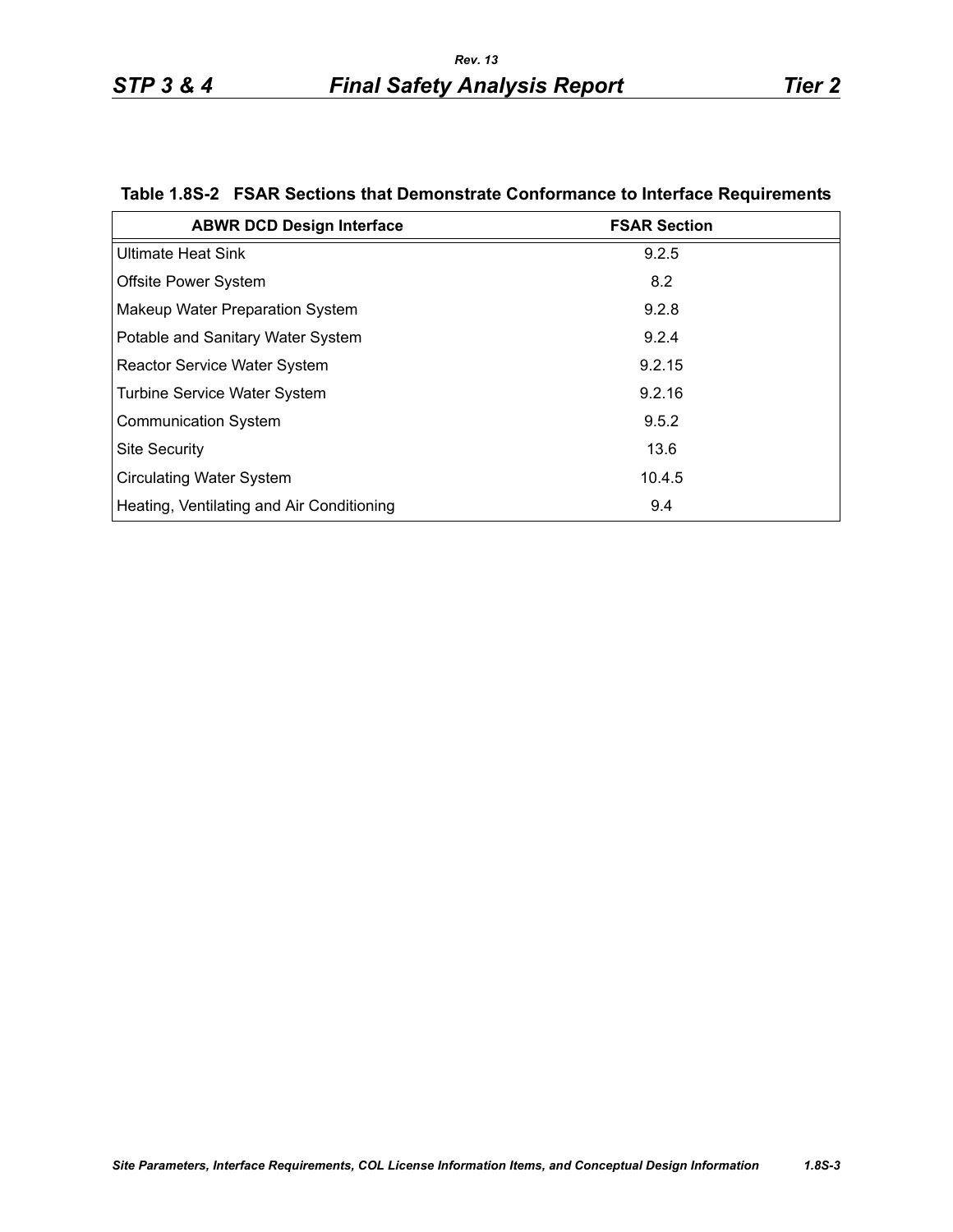Table 1.8S-2 FSAR Sections that Demonstrate Conformance to Interface Requirements

| ABWR DCD Design Interface | FSAR Section |
|---|---|
| Ultimate Heat Sink | 9.2.5 |
| Offsite Power System | 8.2 |
| Makeup Water Preparation System | 9.2.8 |
| Potable and Sanitary Water System | 9.2.4 |
| Reactor Service Water System | 9.2.15 |
| Turbine Service Water System | 9.2.16 |
| Communication System | 9.5.2 |
| Site Security | 13.6 |
| Circulating Water System | 10.4.5 |
| Heating, Ventilating and Air Conditioning | 9.4 |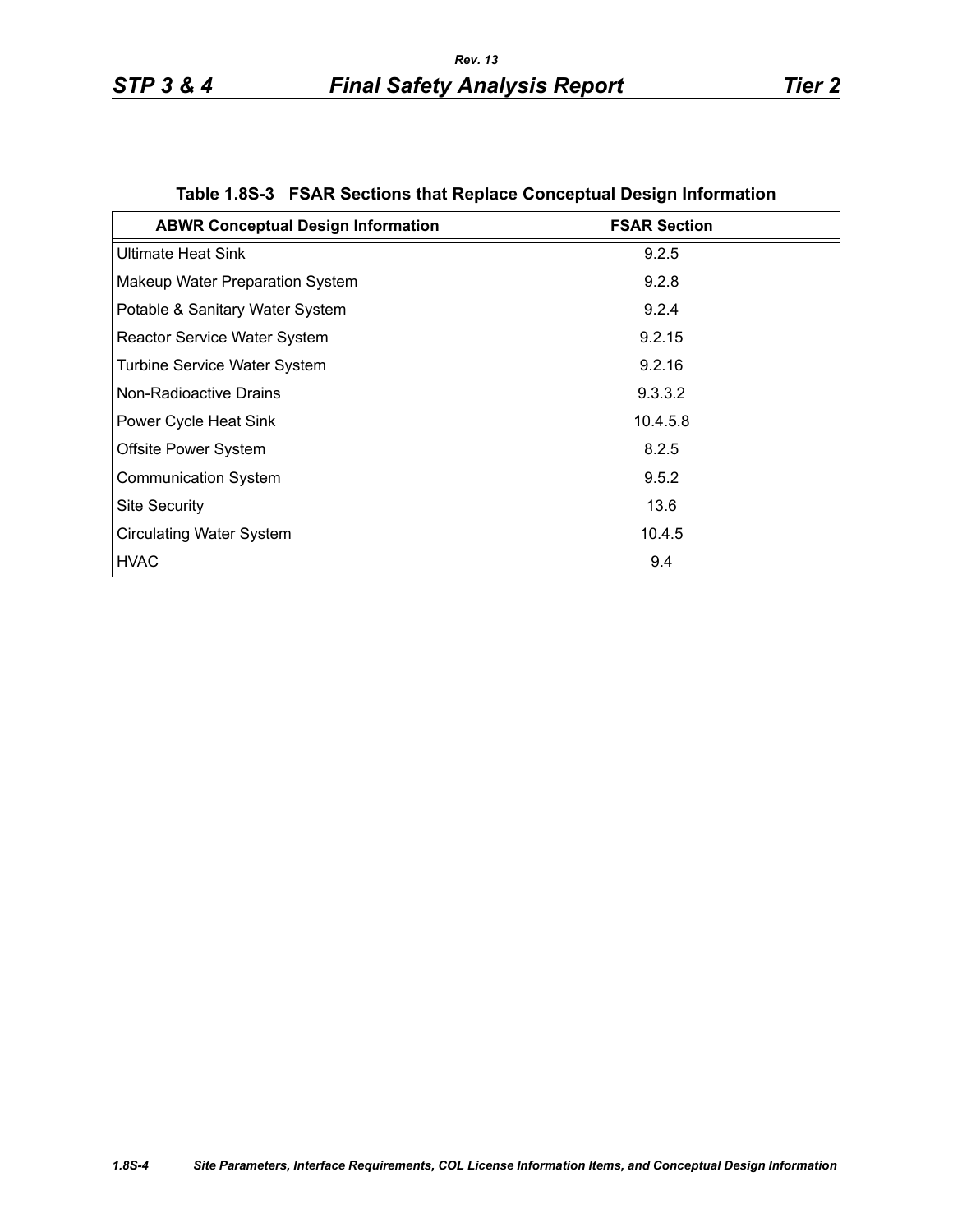**Table 1.8S-3 FSAR Sections that Replace Conceptual Design Information**

| ABWR Conceptual Design Information | FSAR Section |
| --- | --- |
| Ultimate Heat Sink | 9.2.5 |
| Makeup Water Preparation System | 9.2.8 |
| Potable & Sanitary Water System | 9.2.4 |
| Reactor Service Water System | 9.2.15 |
| Turbine Service Water System | 9.2.16 |
| Non-Radioactive Drains | 9.3.3.2 |
| Power Cycle Heat Sink | 10.4.5.8 |
| Offsite Power System | 8.2.5 |
| Communication System | 9.5.2 |
| Site Security | 13.6 |
| Circulating Water System | 10.4.5 |
| HVAC | 9.4 |